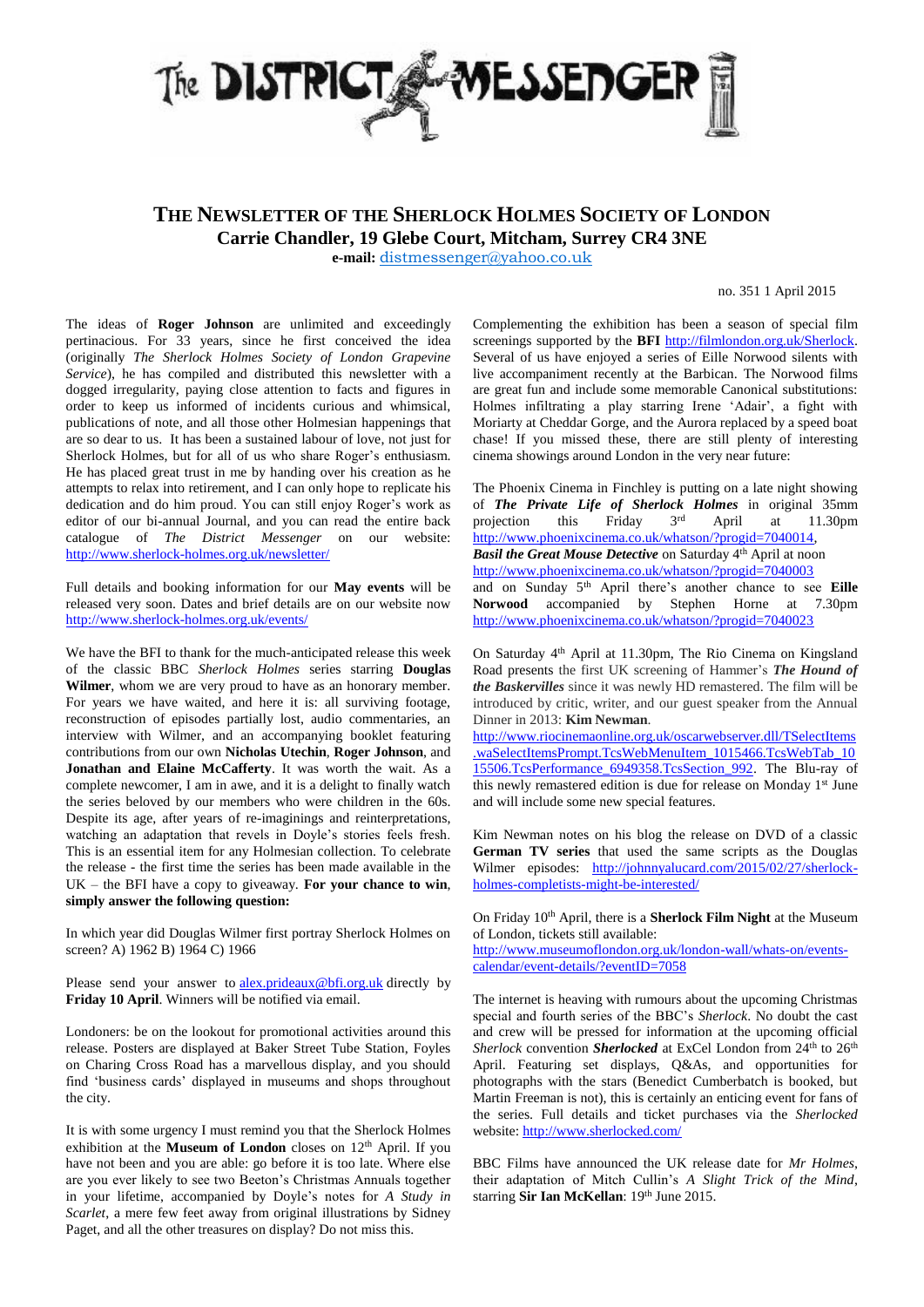# The District Messenger

## The Newsletter of the Sherlock Holmes Society of London

**Carrie Chandler, 19 Glebe Court, Mitcham, Surrey CR4 3NE**

**e-mail:** distmessenger@yahoo.co.uk

no. 351 1 April 2015

The ideas of **Roger Johnson** are unlimited and exceedingly pertinacious. For 33 years, since he first conceived the idea (originally *The Sherlock Holmes Society of London Grapevine Service*), he has compiled and distributed this newsletter with a dogged irregularity, paying close attention to facts and figures in order to keep us informed of incidents curious and whimsical, publications of note, and all those other Holmesian happenings that are so dear to us. It has been a sustained labour of love, not just for Sherlock Holmes, but for all of us who share Roger's enthusiasm. He has placed great trust in me by handing over his creation as he attempts to relax into retirement, and I can only hope to replicate his dedication and do him proud. You can still enjoy Roger's work as editor of our bi-annual Journal, and you can read the entire back catalogue of *The District Messenger* on our website: http://www.sherlock-holmes.org.uk/newsletter/

Full details and booking information for our **May events** will be released very soon. Dates and brief details are on our website now http://www.sherlock-holmes.org.uk/events/

We have the BFI to thank for the much-anticipated release this week of the classic BBC *Sherlock Holmes* series starring **Douglas Wilmer**, whom we are very proud to have as an honorary member. For years we have waited, and here it is: all surviving footage, reconstruction of episodes partially lost, audio commentaries, an interview with Wilmer, and an accompanying booklet featuring contributions from our own **Nicholas Utechin**, **Roger Johnson**, and **Jonathan and Elaine McCafferty**. It was worth the wait. As a complete newcomer, I am in awe, and it is a delight to finally watch the series beloved by our members who were children in the 60s. Despite its age, after years of re-imaginings and reinterpretations, watching an adaptation that revels in Doyle's stories feels fresh. This is an essential item for any Holmesian collection. To celebrate the release - the first time the series has been made available in the UK – the BFI have a copy to giveaway. **For your chance to win, simply answer the following question:**

In which year did Douglas Wilmer first portray Sherlock Holmes on screen? A) 1962 B) 1964 C) 1966

Please send your answer to alex.prideaux@bfi.org.uk directly by **Friday 10 April**. Winners will be notified via email.

Londoners: be on the lookout for promotional activities around this release. Posters are displayed at Baker Street Tube Station, Foyles on Charing Cross Road has a marvellous display, and you should find 'business cards' displayed in museums and shops throughout the city.

It is with some urgency I must remind you that the Sherlock Holmes exhibition at the **Museum of London** closes on 12th April. If you have not been and you are able: go before it is too late. Where else are you ever likely to see two Beeton's Christmas Annuals together in your lifetime, accompanied by Doyle's notes for *A Study in Scarlet*, a mere few feet away from original illustrations by Sidney Paget, and all the other treasures on display? Do not miss this.

Complementing the exhibition has been a season of special film screenings supported by the **BFI** http://filmlondon.org.uk/Sherlock. Several of us have enjoyed a series of Eille Norwood silents with live accompaniment recently at the Barbican. The Norwood films are great fun and include some memorable Canonical substitutions: Holmes infiltrating a play starring Irene 'Adair', a fight with Moriarty at Cheddar Gorge, and the Aurora replaced by a speed boat chase! If you missed these, there are still plenty of interesting cinema showings around London in the very near future:

The Phoenix Cinema in Finchley is putting on a late night showing of ***The Private Life of Sherlock Holmes*** in original 35mm projection this Friday 3rd April at 11.30pm http://www.phoenixcinema.co.uk/whatson/?progid=7040014,
***Basil the Great Mouse Detective*** on Saturday 4th April at noon http://www.phoenixcinema.co.uk/whatson/?progid=7040003
and on Sunday 5th April there's another chance to see **Eille Norwood** accompanied by Stephen Horne at 7.30pm http://www.phoenixcinema.co.uk/whatson/?progid=7040023

On Saturday 4th April at 11.30pm, The Rio Cinema on Kingsland Road presents the first UK screening of Hammer's ***The Hound of the Baskervilles*** since it was newly HD remastered. The film will be introduced by critic, writer, and our guest speaker from the Annual Dinner in 2013: **Kim Newman**.
http://www.riocinemaonline.org.uk/oscarwebserver.dll/TSelectItems.waSelectItemsPrompt.TcsWebMenuItem_1015466.TcsWebTab_1015506.TcsPerformance_6949358.TcsSection_992. The Blu-ray of this newly remastered edition is due for release on Monday 1st June and will include some new special features.

Kim Newman notes on his blog the release on DVD of a classic **German TV series** that used the same scripts as the Douglas Wilmer episodes: http://johnnyalucard.com/2015/02/27/sherlock-holmes-completists-might-be-interested/

On Friday 10th April, there is a **Sherlock Film Night** at the Museum of London, tickets still available:
http://www.museumoflondon.org.uk/london-wall/whats-on/events-calendar/event-details/?eventID=7058

The internet is heaving with rumours about the upcoming Christmas special and fourth series of the BBC's *Sherlock*. No doubt the cast and crew will be pressed for information at the upcoming official *Sherlock* convention ***Sherlocked*** at ExCel London from 24th to 26th April. Featuring set displays, Q&As, and opportunities for photographs with the stars (Benedict Cumberbatch is booked, but Martin Freeman is not), this is certainly an enticing event for fans of the series. Full details and ticket purchases via the *Sherlocked* website: http://www.sherlocked.com/

BBC Films have announced the UK release date for *Mr Holmes*, their adaptation of Mitch Cullin's *A Slight Trick of the Mind*, starring **Sir Ian McKellan**: 19th June 2015.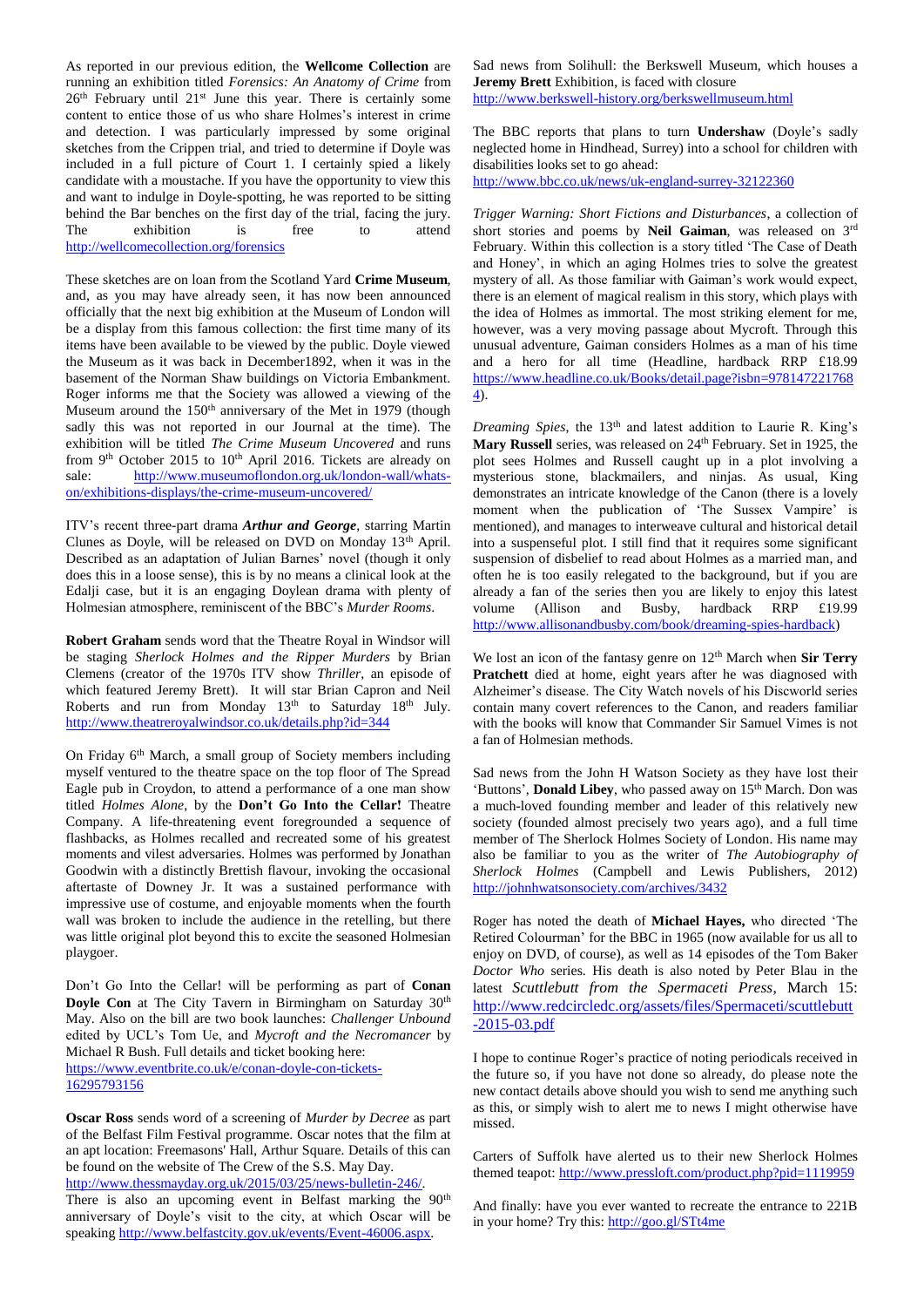As reported in our previous edition, the **Wellcome Collection** are running an exhibition titled *Forensics: An Anatomy of Crime* from 26th February until 21st June this year. There is certainly some content to entice those of us who share Holmes's interest in crime and detection. I was particularly impressed by some original sketches from the Crippen trial, and tried to determine if Doyle was included in a full picture of Court 1. I certainly spied a likely candidate with a moustache. If you have the opportunity to view this and want to indulge in Doyle-spotting, he was reported to be sitting behind the Bar benches on the first day of the trial, facing the jury. The exhibition is free to attend http://wellcomecollection.org/forensics

These sketches are on loan from the Scotland Yard **Crime Museum**, and, as you may have already seen, it has now been announced officially that the next big exhibition at the Museum of London will be a display from this famous collection: the first time many of its items have been available to be viewed by the public. Doyle viewed the Museum as it was back in December1892, when it was in the basement of the Norman Shaw buildings on Victoria Embankment. Roger informs me that the Society was allowed a viewing of the Museum around the 150th anniversary of the Met in 1979 (though sadly this was not reported in our Journal at the time). The exhibition will be titled *The Crime Museum Uncovered* and runs from 9th October 2015 to 10th April 2016. Tickets are already on sale: http://www.museumoflondon.org.uk/london-wall/whats-on/exhibitions-displays/the-crime-museum-uncovered/

ITV's recent three-part drama ***Arthur and George***, starring Martin Clunes as Doyle, will be released on DVD on Monday 13th April. Described as an adaptation of Julian Barnes' novel (though it only does this in a loose sense), this is by no means a clinical look at the Edalji case, but it is an engaging Doylean drama with plenty of Holmesian atmosphere, reminiscent of the BBC's *Murder Rooms*.

**Robert Graham** sends word that the Theatre Royal in Windsor will be staging *Sherlock Holmes and the Ripper Murders* by Brian Clemens (creator of the 1970s ITV show *Thriller*, an episode of which featured Jeremy Brett). It will star Brian Capron and Neil Roberts and run from Monday 13th to Saturday 18th July. http://www.theatreroyalwindsor.co.uk/details.php?id=344

On Friday 6th March, a small group of Society members including myself ventured to the theatre space on the top floor of The Spread Eagle pub in Croydon, to attend a performance of a one man show titled *Holmes Alone*, by the **Don't Go Into the Cellar!** Theatre Company. A life-threatening event foregrounded a sequence of flashbacks, as Holmes recalled and recreated some of his greatest moments and vilest adversaries. Holmes was performed by Jonathan Goodwin with a distinctly Brettish flavour, invoking the occasional aftertaste of Downey Jr. It was a sustained performance with impressive use of costume, and enjoyable moments when the fourth wall was broken to include the audience in the retelling, but there was little original plot beyond this to excite the seasoned Holmesian playgoer.

Don't Go Into the Cellar! will be performing as part of **Conan Doyle Con** at The City Tavern in Birmingham on Saturday 30th May. Also on the bill are two book launches: *Challenger Unbound* edited by UCL's Tom Ue, and *Mycroft and the Necromancer* by Michael R Bush. Full details and ticket booking here: https://www.eventbrite.co.uk/e/conan-doyle-con-tickets-16295793156

**Oscar Ross** sends word of a screening of *Murder by Decree* as part of the Belfast Film Festival programme. Oscar notes that the film at an apt location: Freemasons' Hall, Arthur Square. Details of this can be found on the website of The Crew of the S.S. May Day. http://www.thessmayday.org.uk/2015/03/25/news-bulletin-246/. There is also an upcoming event in Belfast marking the 90th anniversary of Doyle's visit to the city, at which Oscar will be speaking http://www.belfastcity.gov.uk/events/Event-46006.aspx.

Sad news from Solihull: the Berkswell Museum, which houses a **Jeremy Brett** Exhibition, is faced with closure http://www.berkswell-history.org/berkswellmuseum.html

The BBC reports that plans to turn **Undershaw** (Doyle's sadly neglected home in Hindhead, Surrey) into a school for children with disabilities looks set to go ahead: http://www.bbc.co.uk/news/uk-england-surrey-32122360

*Trigger Warning: Short Fictions and Disturbances*, a collection of short stories and poems by **Neil Gaiman**, was released on 3rd February. Within this collection is a story titled 'The Case of Death and Honey', in which an aging Holmes tries to solve the greatest mystery of all. As those familiar with Gaiman's work would expect, there is an element of magical realism in this story, which plays with the idea of Holmes as immortal. The most striking element for me, however, was a very moving passage about Mycroft. Through this unusual adventure, Gaiman considers Holmes as a man of his time and a hero for all time (Headline, hardback RRP £18.99 https://www.headline.co.uk/Books/detail.page?isbn=9781472217684).

*Dreaming Spies*, the 13th and latest addition to Laurie R. King's **Mary Russell** series, was released on 24th February. Set in 1925, the plot sees Holmes and Russell caught up in a plot involving a mysterious stone, blackmailers, and ninjas. As usual, King demonstrates an intricate knowledge of the Canon (there is a lovely moment when the publication of 'The Sussex Vampire' is mentioned), and manages to interweave cultural and historical detail into a suspenseful plot. I still find that it requires some significant suspension of disbelief to read about Holmes as a married man, and often he is too easily relegated to the background, but if you are already a fan of the series then you are likely to enjoy this latest volume (Allison and Busby, hardback RRP £19.99 http://www.allisonandbusby.com/book/dreaming-spies-hardback)

We lost an icon of the fantasy genre on 12th March when **Sir Terry Pratchett** died at home, eight years after he was diagnosed with Alzheimer's disease. The City Watch novels of his Discworld series contain many covert references to the Canon, and readers familiar with the books will know that Commander Sir Samuel Vimes is not a fan of Holmesian methods.

Sad news from the John H Watson Society as they have lost their 'Buttons', **Donald Libey**, who passed away on 15th March. Don was a much-loved founding member and leader of this relatively new society (founded almost precisely two years ago), and a full time member of The Sherlock Holmes Society of London. His name may also be familiar to you as the writer of *The Autobiography of Sherlock Holmes* (Campbell and Lewis Publishers, 2012) http://johnhwatsonsociety.com/archives/3432

Roger has noted the death of **Michael Hayes,** who directed 'The Retired Colourman' for the BBC in 1965 (now available for us all to enjoy on DVD, of course), as well as 14 episodes of the Tom Baker *Doctor Who* series. His death is also noted by Peter Blau in the latest *Scuttlebutt from the Spermaceti Press*, March 15: http://www.redcircledc.org/assets/files/Spermaceti/scuttlebutt-2015-03.pdf

I hope to continue Roger's practice of noting periodicals received in the future so, if you have not done so already, do please note the new contact details above should you wish to send me anything such as this, or simply wish to alert me to news I might otherwise have missed.

Carters of Suffolk have alerted us to their new Sherlock Holmes themed teapot: http://www.pressloft.com/product.php?pid=1119959

And finally: have you ever wanted to recreate the entrance to 221B in your home? Try this: http://goo.gl/STt4me